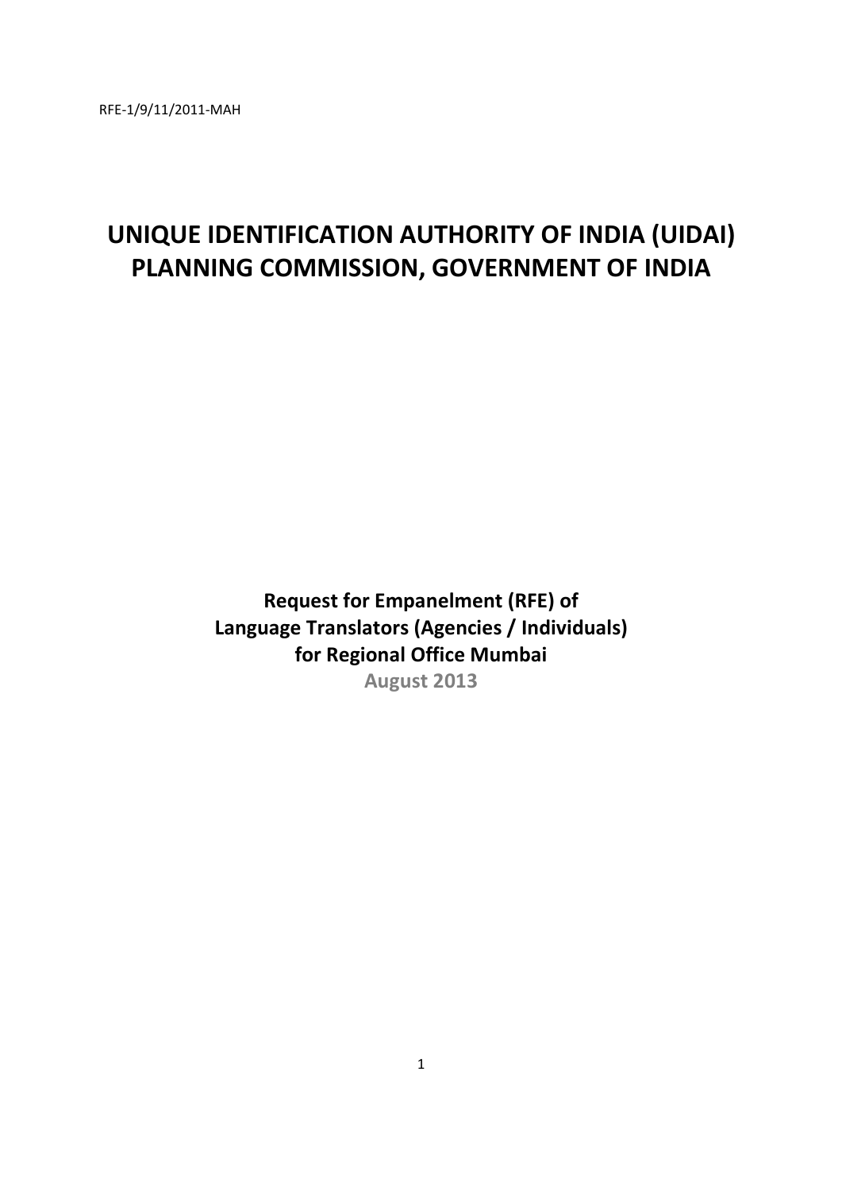RFE-1/9/11/2011-MAH

# UNIQUE IDENTIFICATION AUTHORITY OF INDIA (UIDAI) PLANNING COMMISSION, GOVERNMENT OF INDIA

**Request for Empanelment (RFE) of**
**Language Translators (Agencies / Individuals)**
**for Regional Office Mumbai**
**August 2013**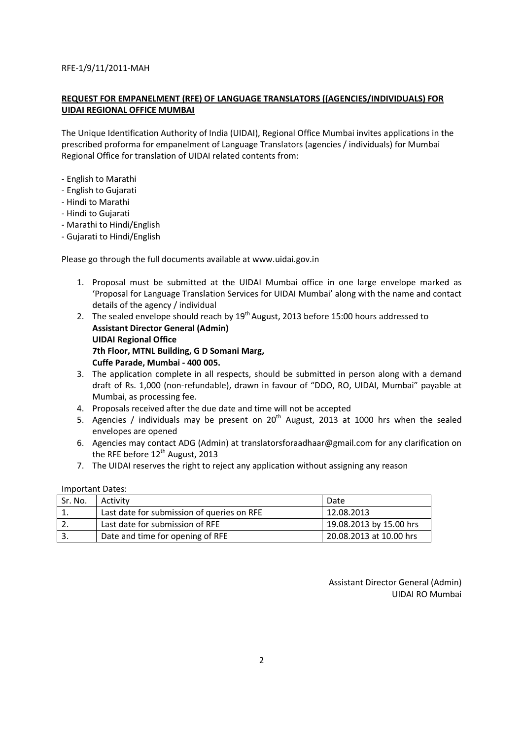RFE-1/9/11/2011-MAH

**REQUEST FOR EMPANELMENT (RFE) OF LANGUAGE TRANSLATORS ((AGENCIES/INDIVIDUALS) FOR UIDAI REGIONAL OFFICE MUMBAI**

The Unique Identification Authority of India (UIDAI), Regional Office Mumbai invites applications in the prescribed proforma for empanelment of Language Translators (agencies / individuals) for Mumbai Regional Office for translation of UIDAI related contents from:

- English to Marathi
- English to Gujarati
- Hindi to Marathi
- Hindi to Gujarati
- Marathi to Hindi/English
- Gujarati to Hindi/English

Please go through the full documents available at www.uidai.gov.in

1. Proposal must be submitted at the UIDAI Mumbai office in one large envelope marked as 'Proposal for Language Translation Services for UIDAI Mumbai' along with the name and contact details of the agency / individual
2. The sealed envelope should reach by 19th August, 2013 before 15:00 hours addressed to
   **Assistant Director General (Admin)**
   **UIDAI Regional Office**
   **7th Floor, MTNL Building, G D Somani Marg,**
   **Cuffe Parade, Mumbai - 400 005.**
3. The application complete in all respects, should be submitted in person along with a demand draft of Rs. 1,000 (non-refundable), drawn in favour of "DDO, RO, UIDAI, Mumbai" payable at Mumbai, as processing fee.
4. Proposals received after the due date and time will not be accepted
5. Agencies / individuals may be present on 20th August, 2013 at 1000 hrs when the sealed envelopes are opened
6. Agencies may contact ADG (Admin) at translatorsforaadhaar@gmail.com for any clarification on the RFE before 12th August, 2013
7. The UIDAI reserves the right to reject any application without assigning any reason

Important Dates:

| Sr. No. | Activity | Date |
|---|---|---|
| 1. | Last date for submission of queries on RFE | 12.08.2013 |
| 2. | Last date for submission of RFE | 19.08.2013 by 15.00 hrs |
| 3. | Date and time for opening of RFE | 20.08.2013 at 10.00 hrs |

Assistant Director General (Admin)
UIDAI RO Mumbai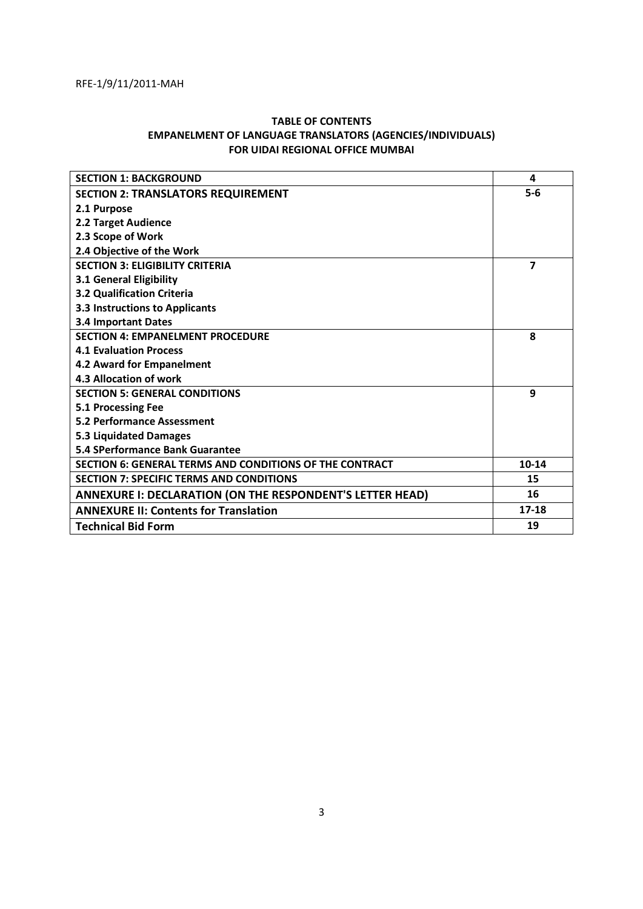RFE-1/9/11/2011-MAH

**TABLE OF CONTENTS**
**EMPANELMENT OF LANGUAGE TRANSLATORS (AGENCIES/INDIVIDUALS) FOR UIDAI REGIONAL OFFICE MUMBAI**

| Section | Page |
|---|---|
| **SECTION 1: BACKGROUND** | **4** |
| **SECTION 2: TRANSLATORS REQUIREMENT**<br>**2.1 Purpose**<br>**2.2 Target Audience**<br>**2.3 Scope of Work**<br>**2.4 Objective of the Work** | **5-6** |
| **SECTION 3: ELIGIBILITY CRITERIA**<br>**3.1 General Eligibility**<br>**3.2 Qualification Criteria**<br>**3.3 Instructions to Applicants**<br>**3.4 Important Dates** | **7** |
| **SECTION 4: EMPANELMENT PROCEDURE**<br>**4.1 Evaluation Process**<br>**4.2 Award for Empanelment**<br>**4.3 Allocation of work** | **8** |
| **SECTION 5: GENERAL CONDITIONS**<br>**5.1 Processing Fee**<br>**5.2 Performance Assessment**<br>**5.3 Liquidated Damages**<br>**5.4 SPerformance Bank Guarantee** | **9** |
| **SECTION 6: GENERAL TERMS AND CONDITIONS OF THE CONTRACT** | **10-14** |
| **SECTION 7: SPECIFIC TERMS AND CONDITIONS** | **15** |
| **ANNEXURE I: DECLARATION (ON THE RESPONDENT'S LETTER HEAD)** | **16** |
| **ANNEXURE II: Contents for Translation** | **17-18** |
| **Technical Bid Form** | **19** |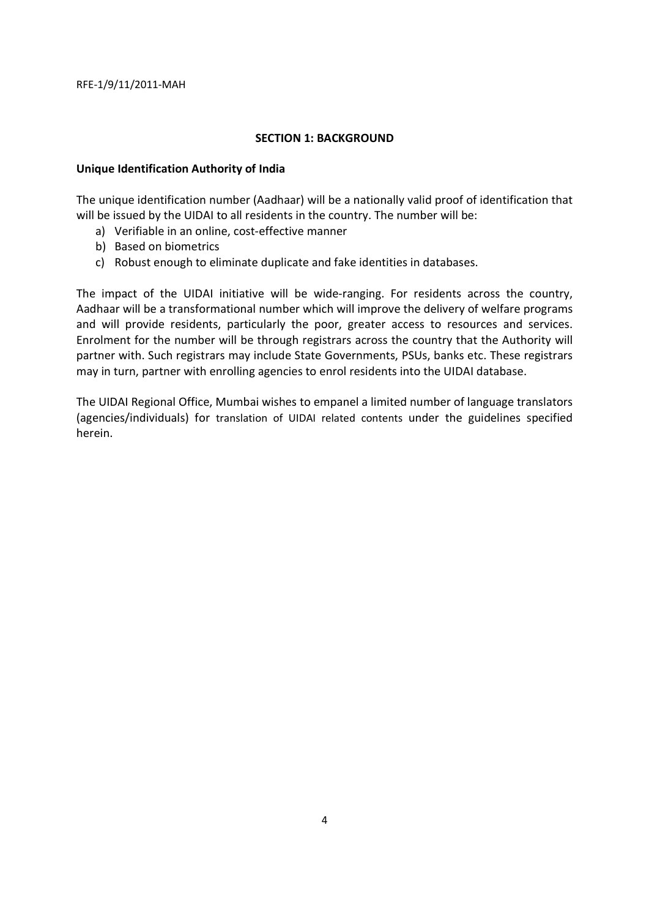## SECTION 1: BACKGROUND

**Unique Identification Authority of India**

The unique identification number (Aadhaar) will be a nationally valid proof of identification that will be issued by the UIDAI to all residents in the country. The number will be:

a) Verifiable in an online, cost-effective manner
b) Based on biometrics
c) Robust enough to eliminate duplicate and fake identities in databases.

The impact of the UIDAI initiative will be wide-ranging. For residents across the country, Aadhaar will be a transformational number which will improve the delivery of welfare programs and will provide residents, particularly the poor, greater access to resources and services. Enrolment for the number will be through registrars across the country that the Authority will partner with. Such registrars may include State Governments, PSUs, banks etc. These registrars may in turn, partner with enrolling agencies to enrol residents into the UIDAI database.

The UIDAI Regional Office, Mumbai wishes to empanel a limited number of language translators (agencies/individuals) for translation of UIDAI related contents under the guidelines specified herein.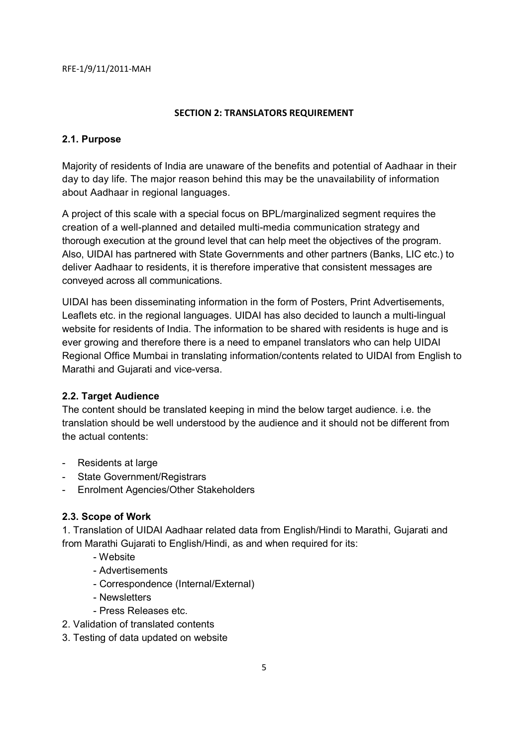## SECTION 2: TRANSLATORS REQUIREMENT

### 2.1. Purpose

Majority of residents of India are unaware of the benefits and potential of Aadhaar in their day to day life. The major reason behind this may be the unavailability of information about Aadhaar in regional languages.

A project of this scale with a special focus on BPL/marginalized segment requires the creation of a well-planned and detailed multi-media communication strategy and thorough execution at the ground level that can help meet the objectives of the program. Also, UIDAI has partnered with State Governments and other partners (Banks, LIC etc.) to deliver Aadhaar to residents, it is therefore imperative that consistent messages are conveyed across all communications.

UIDAI has been disseminating information in the form of Posters, Print Advertisements, Leaflets etc. in the regional languages. UIDAI has also decided to launch a multi-lingual website for residents of India. The information to be shared with residents is huge and is ever growing and therefore there is a need to empanel translators who can help UIDAI Regional Office Mumbai in translating information/contents related to UIDAI from English to Marathi and Gujarati and vice-versa.

### 2.2. Target Audience

The content should be translated keeping in mind the below target audience. i.e. the translation should be well understood by the audience and it should not be different from the actual contents:

- Residents at large
- State Government/Registrars
- Enrolment Agencies/Other Stakeholders

### 2.3. Scope of Work

1. Translation of UIDAI Aadhaar related data from English/Hindi to Marathi, Gujarati and from Marathi Gujarati to English/Hindi, as and when required for its:
   - Website
   - Advertisements
   - Correspondence (Internal/External)
   - Newsletters
   - Press Releases etc.
2. Validation of translated contents
3. Testing of data updated on website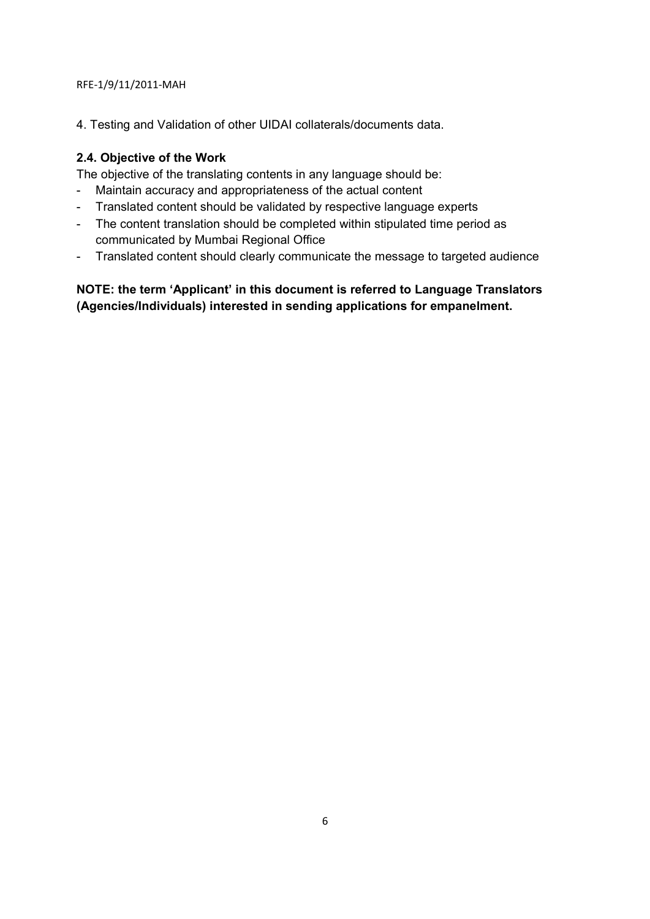4. Testing and Validation of other UIDAI collaterals/documents data.

### 2.4. Objective of the Work

The objective of the translating contents in any language should be:

- Maintain accuracy and appropriateness of the actual content
- Translated content should be validated by respective language experts
- The content translation should be completed within stipulated time period as communicated by Mumbai Regional Office
- Translated content should clearly communicate the message to targeted audience

**NOTE: the term 'Applicant' in this document is referred to Language Translators (Agencies/Individuals) interested in sending applications for empanelment.**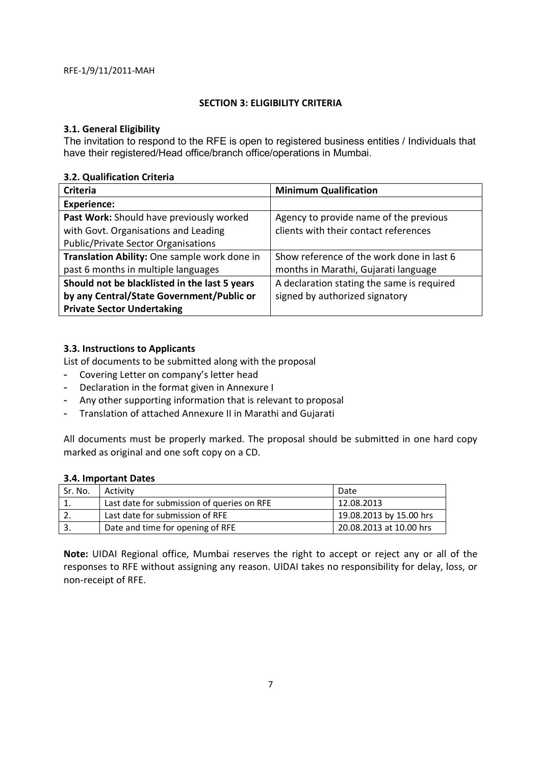RFE-1/9/11/2011-MAH

## SECTION 3: ELIGIBILITY CRITERIA

### 3.1. General Eligibility

The invitation to respond to the RFE is open to registered business entities / Individuals that have their registered/Head office/branch office/operations in Mumbai.

### 3.2. Qualification Criteria

| Criteria | Minimum Qualification |
|---|---|
| **Experience:** | |
| **Past Work:** Should have previously worked with Govt. Organisations and Leading Public/Private Sector Organisations | Agency to provide name of the previous clients with their contact references |
| **Translation Ability:** One sample work done in past 6 months in multiple languages | Show reference of the work done in last 6 months in Marathi, Gujarati language |
| **Should not be blacklisted in the last 5 years by any Central/State Government/Public or Private Sector Undertaking** | A declaration stating the same is required signed by authorized signatory |

### 3.3. Instructions to Applicants

List of documents to be submitted along with the proposal

- Covering Letter on company's letter head
- Declaration in the format given in Annexure I
- Any other supporting information that is relevant to proposal
- Translation of attached Annexure II in Marathi and Gujarati

All documents must be properly marked. The proposal should be submitted in one hard copy marked as original and one soft copy on a CD.

### 3.4. Important Dates

| Sr. No. | Activity | Date |
|---|---|---|
| 1. | Last date for submission of queries on RFE | 12.08.2013 |
| 2. | Last date for submission of RFE | 19.08.2013 by 15.00 hrs |
| 3. | Date and time for opening of RFE | 20.08.2013 at 10.00 hrs |

**Note:** UIDAI Regional office, Mumbai reserves the right to accept or reject any or all of the responses to RFE without assigning any reason. UIDAI takes no responsibility for delay, loss, or non-receipt of RFE.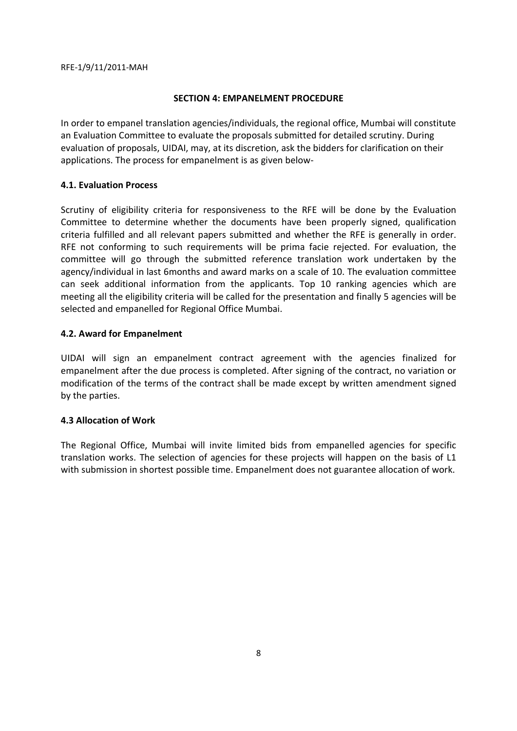## SECTION 4: EMPANELMENT PROCEDURE

In order to empanel translation agencies/individuals, the regional office, Mumbai will constitute an Evaluation Committee to evaluate the proposals submitted for detailed scrutiny. During evaluation of proposals, UIDAI, may, at its discretion, ask the bidders for clarification on their applications. The process for empanelment is as given below-

### 4.1. Evaluation Process

Scrutiny of eligibility criteria for responsiveness to the RFE will be done by the Evaluation Committee to determine whether the documents have been properly signed, qualification criteria fulfilled and all relevant papers submitted and whether the RFE is generally in order. RFE not conforming to such requirements will be prima facie rejected. For evaluation, the committee will go through the submitted reference translation work undertaken by the agency/individual in last 6months and award marks on a scale of 10. The evaluation committee can seek additional information from the applicants. Top 10 ranking agencies which are meeting all the eligibility criteria will be called for the presentation and finally 5 agencies will be selected and empanelled for Regional Office Mumbai.

### 4.2. Award for Empanelment

UIDAI will sign an empanelment contract agreement with the agencies finalized for empanelment after the due process is completed. After signing of the contract, no variation or modification of the terms of the contract shall be made except by written amendment signed by the parties.

### 4.3 Allocation of Work

The Regional Office, Mumbai will invite limited bids from empanelled agencies for specific translation works. The selection of agencies for these projects will happen on the basis of L1 with submission in shortest possible time. Empanelment does not guarantee allocation of work.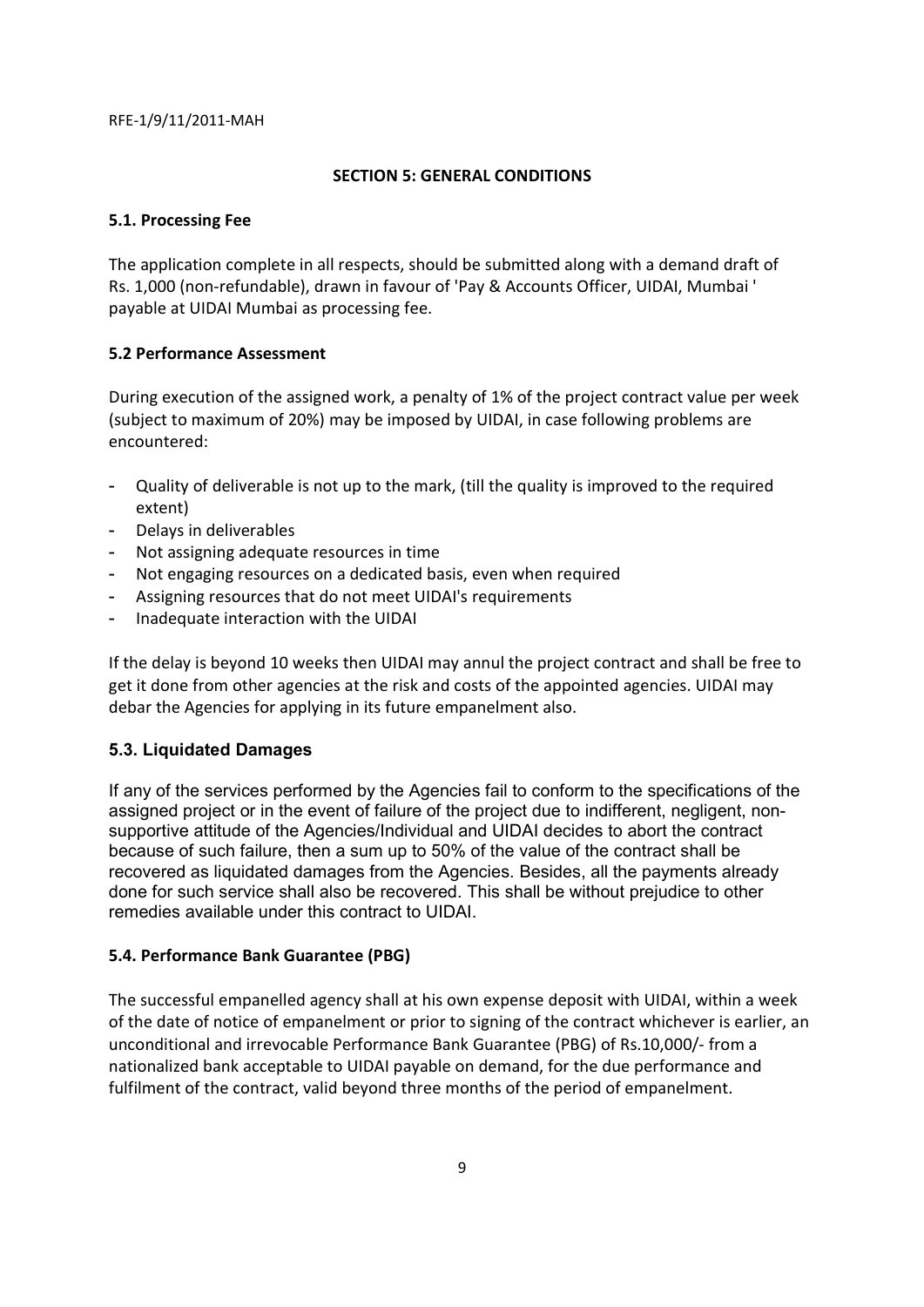## SECTION 5: GENERAL CONDITIONS

### 5.1. Processing Fee

The application complete in all respects, should be submitted along with a demand draft of Rs. 1,000 (non-refundable), drawn in favour of 'Pay & Accounts Officer, UIDAI, Mumbai ' payable at UIDAI Mumbai as processing fee.

### 5.2 Performance Assessment

During execution of the assigned work, a penalty of 1% of the project contract value per week (subject to maximum of 20%) may be imposed by UIDAI, in case following problems are encountered:

- Quality of deliverable is not up to the mark, (till the quality is improved to the required extent)
- Delays in deliverables
- Not assigning adequate resources in time
- Not engaging resources on a dedicated basis, even when required
- Assigning resources that do not meet UIDAI's requirements
- Inadequate interaction with the UIDAI

If the delay is beyond 10 weeks then UIDAI may annul the project contract and shall be free to get it done from other agencies at the risk and costs of the appointed agencies. UIDAI may debar the Agencies for applying in its future empanelment also.

### 5.3. Liquidated Damages

If any of the services performed by the Agencies fail to conform to the specifications of the assigned project or in the event of failure of the project due to indifferent, negligent, non-supportive attitude of the Agencies/Individual and UIDAI decides to abort the contract because of such failure, then a sum up to 50% of the value of the contract shall be recovered as liquidated damages from the Agencies. Besides, all the payments already done for such service shall also be recovered. This shall be without prejudice to other remedies available under this contract to UIDAI.

### 5.4. Performance Bank Guarantee (PBG)

The successful empanelled agency shall at his own expense deposit with UIDAI, within a week of the date of notice of empanelment or prior to signing of the contract whichever is earlier, an unconditional and irrevocable Performance Bank Guarantee (PBG) of Rs.10,000/- from a nationalized bank acceptable to UIDAI payable on demand, for the due performance and fulfilment of the contract, valid beyond three months of the period of empanelment.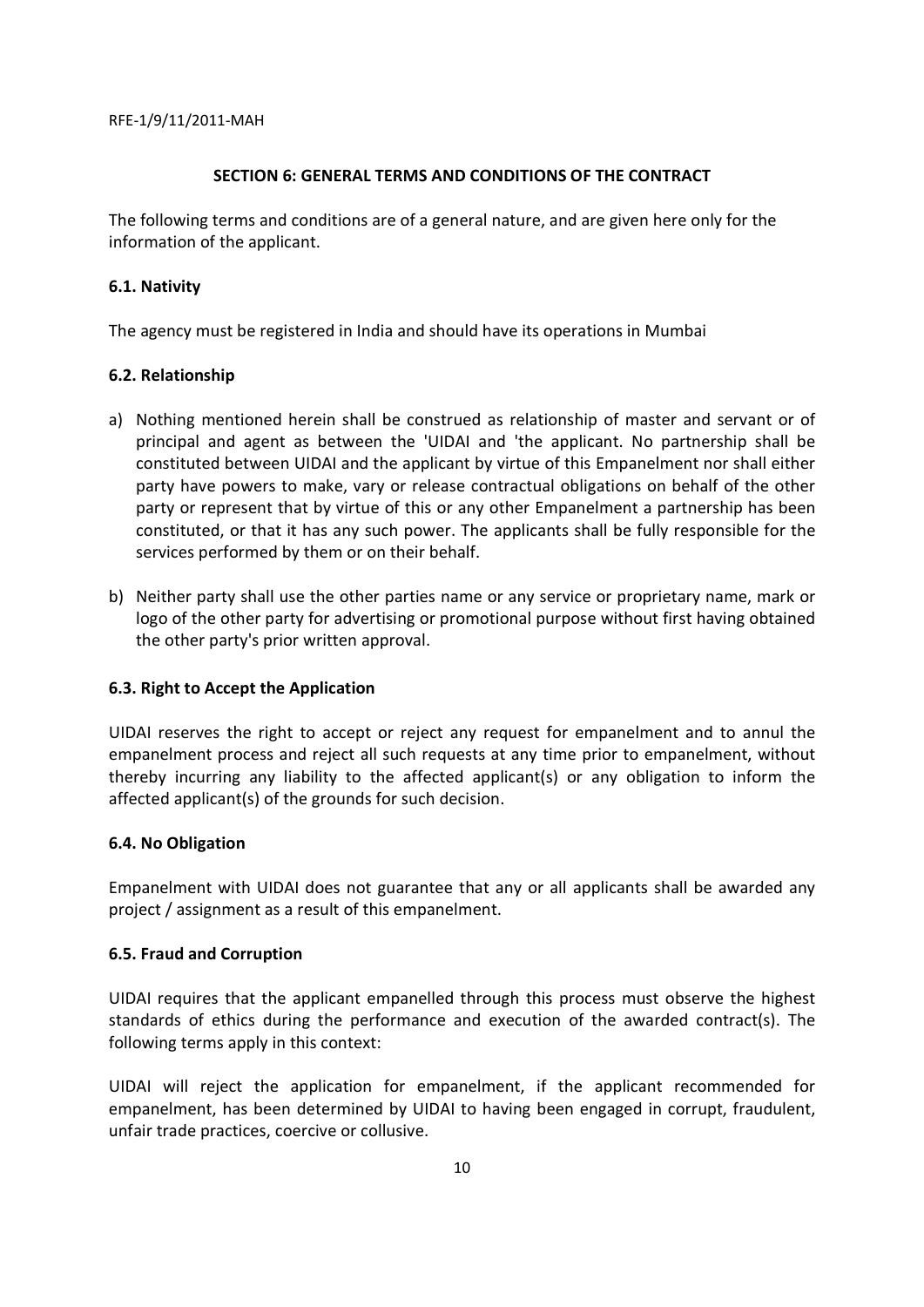## SECTION 6: GENERAL TERMS AND CONDITIONS OF THE CONTRACT

The following terms and conditions are of a general nature, and are given here only for the information of the applicant.

### 6.1. Nativity

The agency must be registered in India and should have its operations in Mumbai

### 6.2. Relationship

a) Nothing mentioned herein shall be construed as relationship of master and servant or of principal and agent as between the 'UIDAI and 'the applicant. No partnership shall be constituted between UIDAI and the applicant by virtue of this Empanelment nor shall either party have powers to make, vary or release contractual obligations on behalf of the other party or represent that by virtue of this or any other Empanelment a partnership has been constituted, or that it has any such power. The applicants shall be fully responsible for the services performed by them or on their behalf.

b) Neither party shall use the other parties name or any service or proprietary name, mark or logo of the other party for advertising or promotional purpose without first having obtained the other party's prior written approval.

### 6.3. Right to Accept the Application

UIDAI reserves the right to accept or reject any request for empanelment and to annul the empanelment process and reject all such requests at any time prior to empanelment, without thereby incurring any liability to the affected applicant(s) or any obligation to inform the affected applicant(s) of the grounds for such decision.

### 6.4. No Obligation

Empanelment with UIDAI does not guarantee that any or all applicants shall be awarded any project / assignment as a result of this empanelment.

### 6.5. Fraud and Corruption

UIDAI requires that the applicant empanelled through this process must observe the highest standards of ethics during the performance and execution of the awarded contract(s). The following terms apply in this context:

UIDAI will reject the application for empanelment, if the applicant recommended for empanelment, has been determined by UIDAI to having been engaged in corrupt, fraudulent, unfair trade practices, coercive or collusive.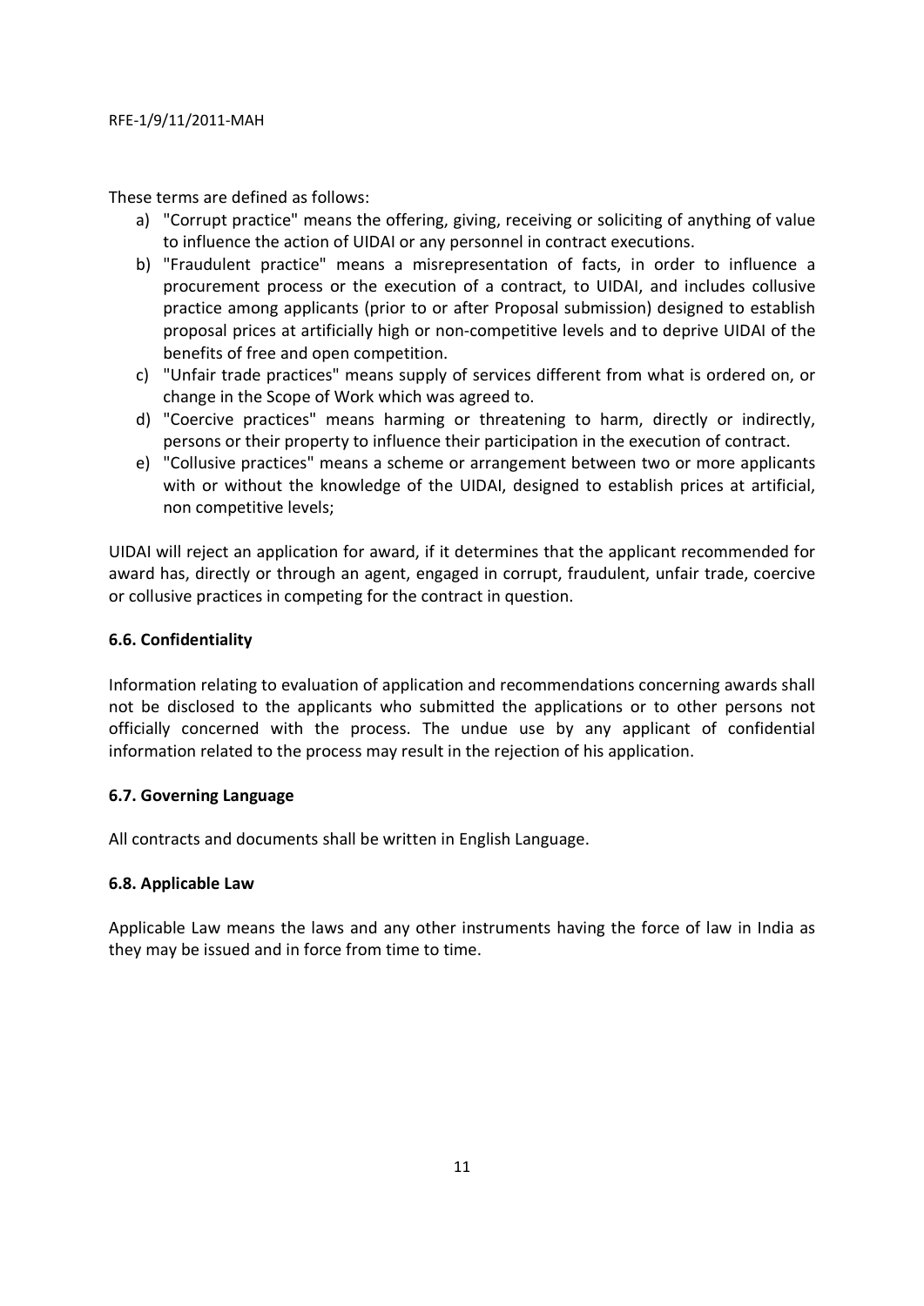These terms are defined as follows:

a) "Corrupt practice" means the offering, giving, receiving or soliciting of anything of value to influence the action of UIDAI or any personnel in contract executions.
b) "Fraudulent practice" means a misrepresentation of facts, in order to influence a procurement process or the execution of a contract, to UIDAI, and includes collusive practice among applicants (prior to or after Proposal submission) designed to establish proposal prices at artificially high or non-competitive levels and to deprive UIDAI of the benefits of free and open competition.
c) "Unfair trade practices" means supply of services different from what is ordered on, or change in the Scope of Work which was agreed to.
d) "Coercive practices" means harming or threatening to harm, directly or indirectly, persons or their property to influence their participation in the execution of contract.
e) "Collusive practices" means a scheme or arrangement between two or more applicants with or without the knowledge of the UIDAI, designed to establish prices at artificial, non competitive levels;

UIDAI will reject an application for award, if it determines that the applicant recommended for award has, directly or through an agent, engaged in corrupt, fraudulent, unfair trade, coercive or collusive practices in competing for the contract in question.

### 6.6. Confidentiality

Information relating to evaluation of application and recommendations concerning awards shall not be disclosed to the applicants who submitted the applications or to other persons not officially concerned with the process. The undue use by any applicant of confidential information related to the process may result in the rejection of his application.

### 6.7. Governing Language

All contracts and documents shall be written in English Language.

### 6.8. Applicable Law

Applicable Law means the laws and any other instruments having the force of law in India as they may be issued and in force from time to time.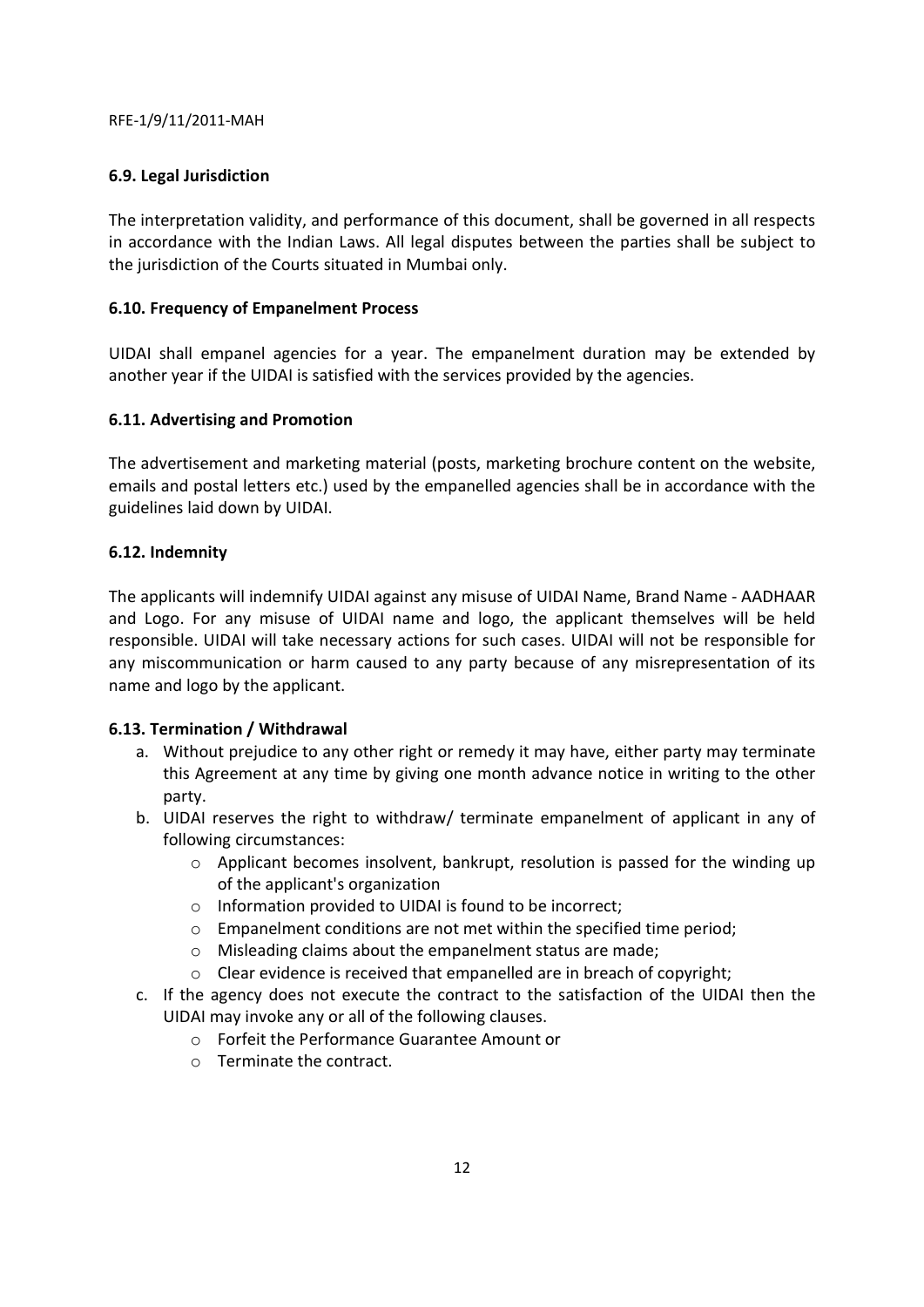### 6.9. Legal Jurisdiction

The interpretation validity, and performance of this document, shall be governed in all respects in accordance with the Indian Laws. All legal disputes between the parties shall be subject to the jurisdiction of the Courts situated in Mumbai only.

### 6.10. Frequency of Empanelment Process

UIDAI shall empanel agencies for a year. The empanelment duration may be extended by another year if the UIDAI is satisfied with the services provided by the agencies.

### 6.11. Advertising and Promotion

The advertisement and marketing material (posts, marketing brochure content on the website, emails and postal letters etc.) used by the empanelled agencies shall be in accordance with the guidelines laid down by UIDAI.

### 6.12. Indemnity

The applicants will indemnify UIDAI against any misuse of UIDAI Name, Brand Name - AADHAAR and Logo. For any misuse of UIDAI name and logo, the applicant themselves will be held responsible. UIDAI will take necessary actions for such cases. UIDAI will not be responsible for any miscommunication or harm caused to any party because of any misrepresentation of its name and logo by the applicant.

### 6.13. Termination / Withdrawal

a. Without prejudice to any other right or remedy it may have, either party may terminate this Agreement at any time by giving one month advance notice in writing to the other party.
b. UIDAI reserves the right to withdraw/ terminate empanelment of applicant in any of following circumstances:
   - Applicant becomes insolvent, bankrupt, resolution is passed for the winding up of the applicant's organization
   - Information provided to UIDAI is found to be incorrect;
   - Empanelment conditions are not met within the specified time period;
   - Misleading claims about the empanelment status are made;
   - Clear evidence is received that empanelled are in breach of copyright;
c. If the agency does not execute the contract to the satisfaction of the UIDAI then the UIDAI may invoke any or all of the following clauses.
   - Forfeit the Performance Guarantee Amount or
   - Terminate the contract.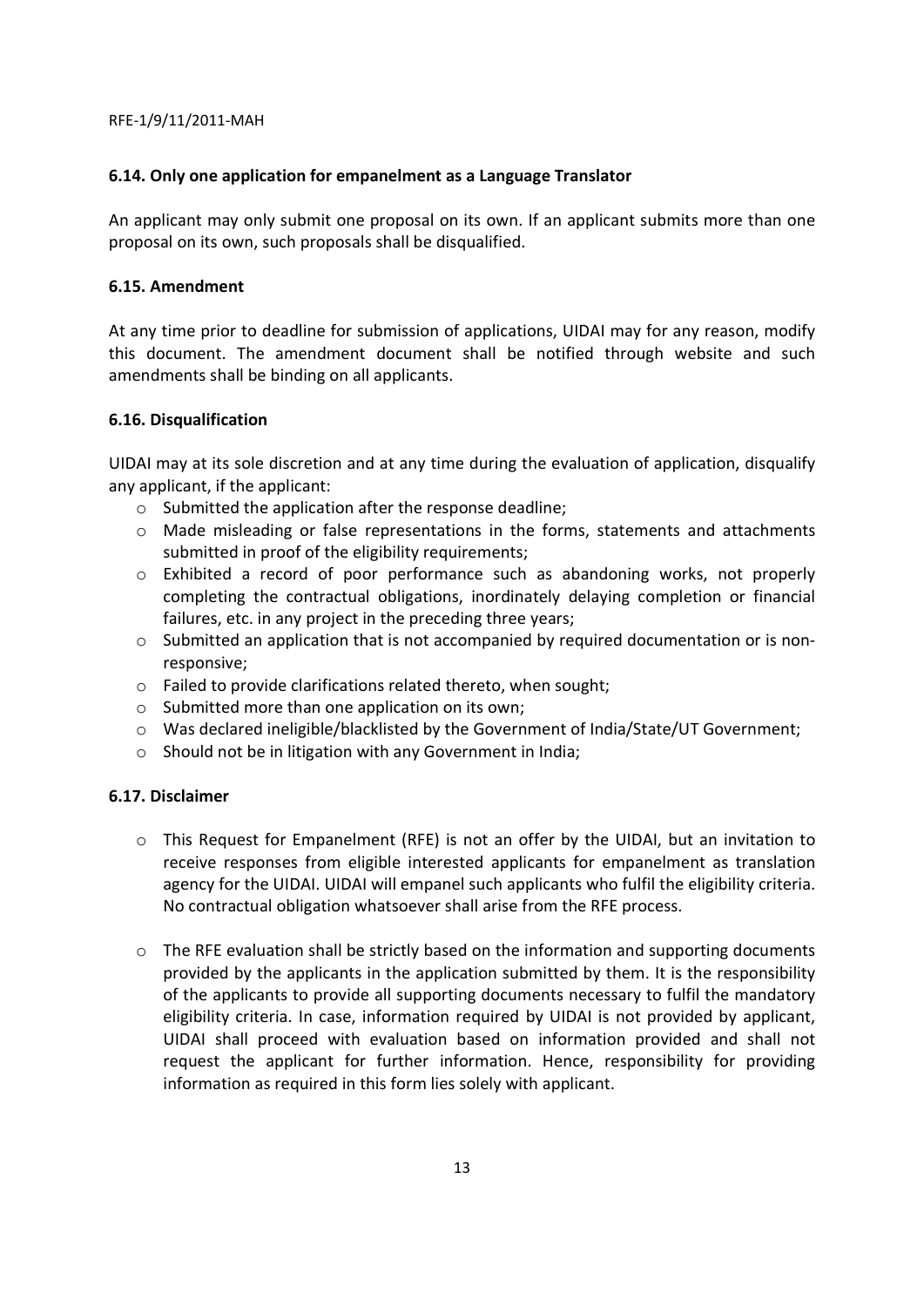### 6.14. Only one application for empanelment as a Language Translator

An applicant may only submit one proposal on its own. If an applicant submits more than one proposal on its own, such proposals shall be disqualified.

### 6.15. Amendment

At any time prior to deadline for submission of applications, UIDAI may for any reason, modify this document. The amendment document shall be notified through website and such amendments shall be binding on all applicants.

### 6.16. Disqualification

UIDAI may at its sole discretion and at any time during the evaluation of application, disqualify any applicant, if the applicant:

- Submitted the application after the response deadline;
- Made misleading or false representations in the forms, statements and attachments submitted in proof of the eligibility requirements;
- Exhibited a record of poor performance such as abandoning works, not properly completing the contractual obligations, inordinately delaying completion or financial failures, etc. in any project in the preceding three years;
- Submitted an application that is not accompanied by required documentation or is non-responsive;
- Failed to provide clarifications related thereto, when sought;
- Submitted more than one application on its own;
- Was declared ineligible/blacklisted by the Government of India/State/UT Government;
- Should not be in litigation with any Government in India;

### 6.17. Disclaimer

- This Request for Empanelment (RFE) is not an offer by the UIDAI, but an invitation to receive responses from eligible interested applicants for empanelment as translation agency for the UIDAI. UIDAI will empanel such applicants who fulfil the eligibility criteria. No contractual obligation whatsoever shall arise from the RFE process.

- The RFE evaluation shall be strictly based on the information and supporting documents provided by the applicants in the application submitted by them. It is the responsibility of the applicants to provide all supporting documents necessary to fulfil the mandatory eligibility criteria. In case, information required by UIDAI is not provided by applicant, UIDAI shall proceed with evaluation based on information provided and shall not request the applicant for further information. Hence, responsibility for providing information as required in this form lies solely with applicant.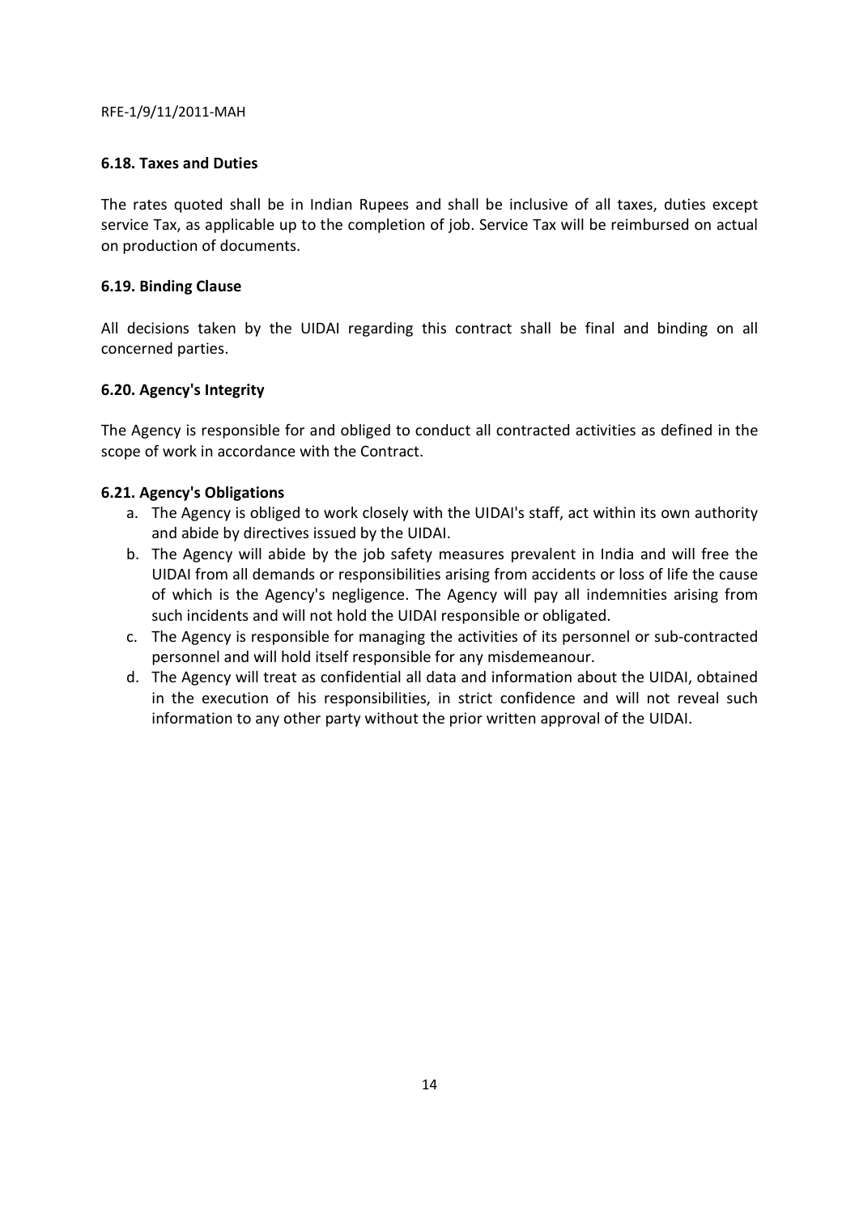### 6.18. Taxes and Duties

The rates quoted shall be in Indian Rupees and shall be inclusive of all taxes, duties except service Tax, as applicable up to the completion of job. Service Tax will be reimbursed on actual on production of documents.

### 6.19. Binding Clause

All decisions taken by the UIDAI regarding this contract shall be final and binding on all concerned parties.

### 6.20. Agency's Integrity

The Agency is responsible for and obliged to conduct all contracted activities as defined in the scope of work in accordance with the Contract.

### 6.21. Agency's Obligations

a. The Agency is obliged to work closely with the UIDAI's staff, act within its own authority and abide by directives issued by the UIDAI.
b. The Agency will abide by the job safety measures prevalent in India and will free the UIDAI from all demands or responsibilities arising from accidents or loss of life the cause of which is the Agency's negligence. The Agency will pay all indemnities arising from such incidents and will not hold the UIDAI responsible or obligated.
c. The Agency is responsible for managing the activities of its personnel or sub-contracted personnel and will hold itself responsible for any misdemeanour.
d. The Agency will treat as confidential all data and information about the UIDAI, obtained in the execution of his responsibilities, in strict confidence and will not reveal such information to any other party without the prior written approval of the UIDAI.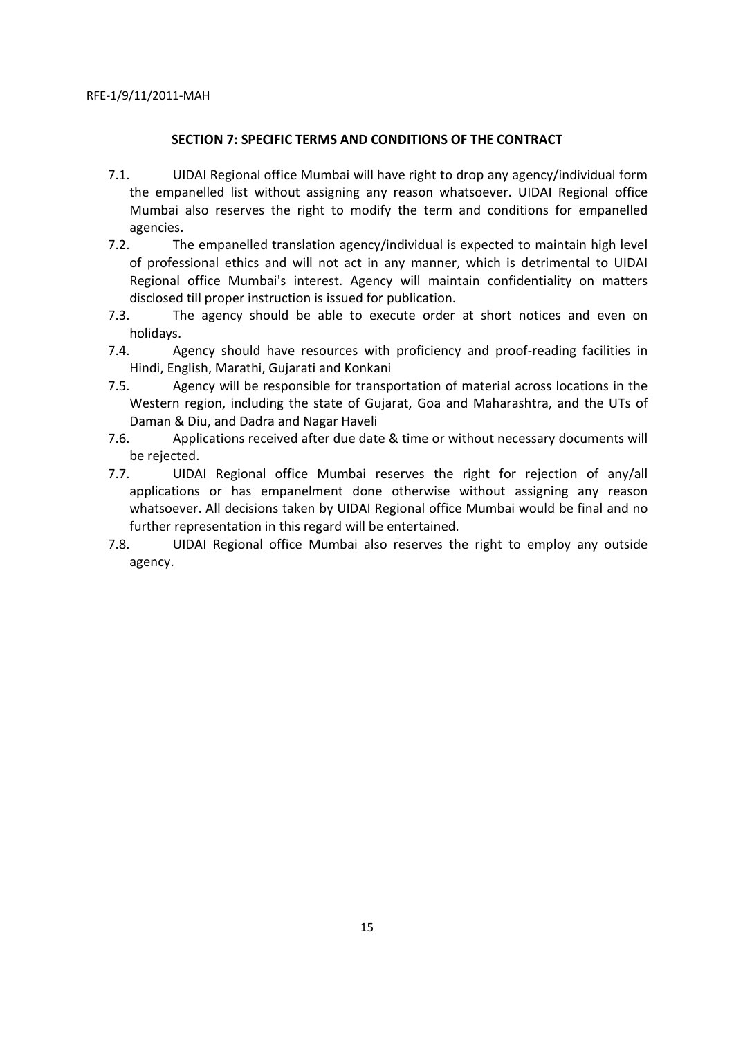## SECTION 7: SPECIFIC TERMS AND CONDITIONS OF THE CONTRACT

7.1. UIDAI Regional office Mumbai will have right to drop any agency/individual form the empanelled list without assigning any reason whatsoever. UIDAI Regional office Mumbai also reserves the right to modify the term and conditions for empanelled agencies.

7.2. The empanelled translation agency/individual is expected to maintain high level of professional ethics and will not act in any manner, which is detrimental to UIDAI Regional office Mumbai's interest. Agency will maintain confidentiality on matters disclosed till proper instruction is issued for publication.

7.3. The agency should be able to execute order at short notices and even on holidays.

7.4. Agency should have resources with proficiency and proof-reading facilities in Hindi, English, Marathi, Gujarati and Konkani

7.5. Agency will be responsible for transportation of material across locations in the Western region, including the state of Gujarat, Goa and Maharashtra, and the UTs of Daman & Diu, and Dadra and Nagar Haveli

7.6. Applications received after due date & time or without necessary documents will be rejected.

7.7. UIDAI Regional office Mumbai reserves the right for rejection of any/all applications or has empanelment done otherwise without assigning any reason whatsoever. All decisions taken by UIDAI Regional office Mumbai would be final and no further representation in this regard will be entertained.

7.8. UIDAI Regional office Mumbai also reserves the right to employ any outside agency.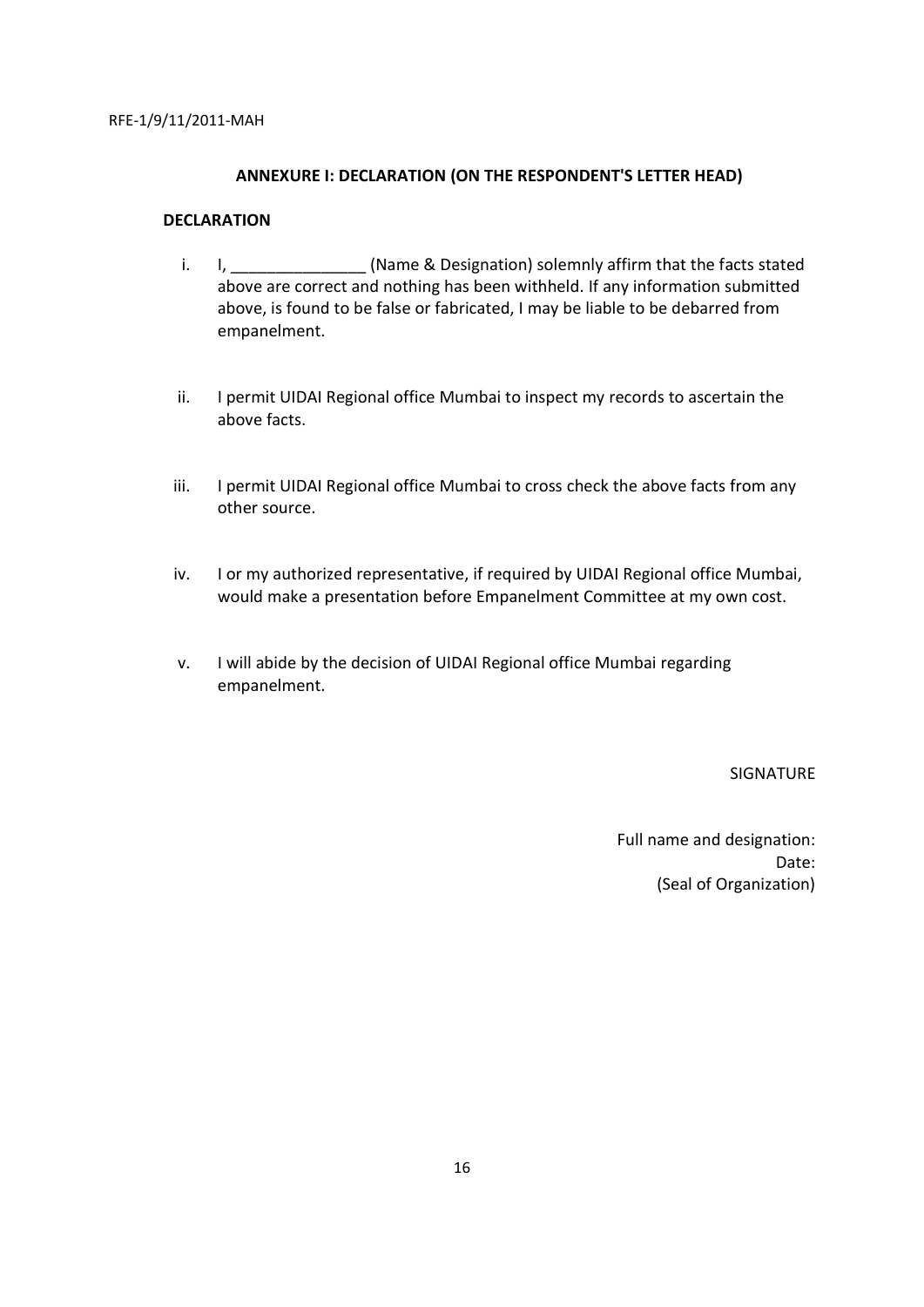RFE-1/9/11/2011-MAH

## ANNEXURE I: DECLARATION (ON THE RESPONDENT'S LETTER HEAD)

### DECLARATION

i. I, _______________ (Name & Designation) solemnly affirm that the facts stated above are correct and nothing has been withheld. If any information submitted above, is found to be false or fabricated, I may be liable to be debarred from empanelment.

ii. I permit UIDAI Regional office Mumbai to inspect my records to ascertain the above facts.

iii. I permit UIDAI Regional office Mumbai to cross check the above facts from any other source.

iv. I or my authorized representative, if required by UIDAI Regional office Mumbai, would make a presentation before Empanelment Committee at my own cost.

v. I will abide by the decision of UIDAI Regional office Mumbai regarding empanelment.

SIGNATURE

Full name and designation:
Date:
(Seal of Organization)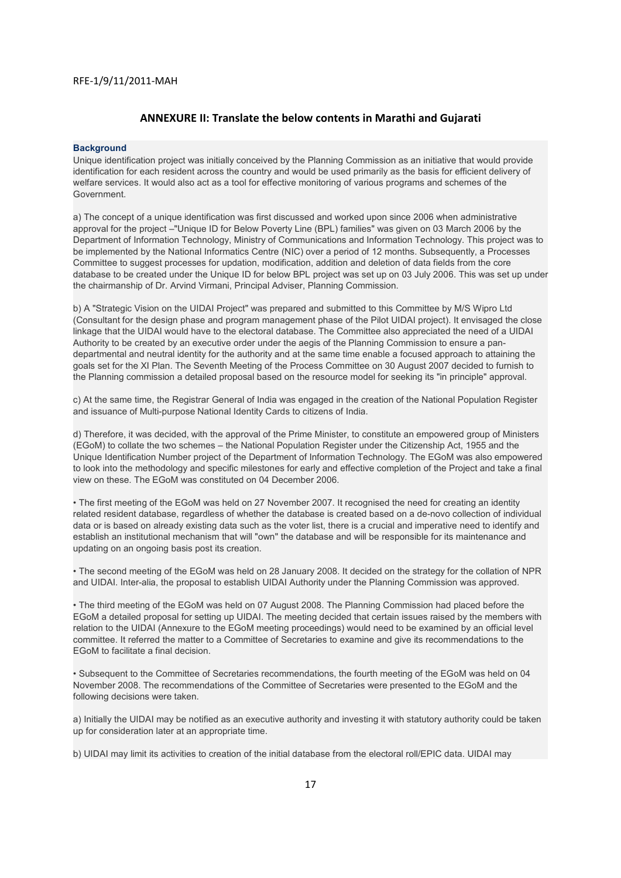RFE-1/9/11/2011-MAH

## ANNEXURE II: Translate the below contents in Marathi and Gujarati

### Background

Unique identification project was initially conceived by the Planning Commission as an initiative that would provide identification for each resident across the country and would be used primarily as the basis for efficient delivery of welfare services. It would also act as a tool for effective monitoring of various programs and schemes of the Government.

a) The concept of a unique identification was first discussed and worked upon since 2006 when administrative approval for the project –"Unique ID for Below Poverty Line (BPL) families" was given on 03 March 2006 by the Department of Information Technology, Ministry of Communications and Information Technology. This project was to be implemented by the National Informatics Centre (NIC) over a period of 12 months. Subsequently, a Processes Committee to suggest processes for updation, modification, addition and deletion of data fields from the core database to be created under the Unique ID for below BPL project was set up on 03 July 2006. This was set up under the chairmanship of Dr. Arvind Virmani, Principal Adviser, Planning Commission.

b) A "Strategic Vision on the UIDAI Project" was prepared and submitted to this Committee by M/S Wipro Ltd (Consultant for the design phase and program management phase of the Pilot UIDAI project). It envisaged the close linkage that the UIDAI would have to the electoral database. The Committee also appreciated the need of a UIDAI Authority to be created by an executive order under the aegis of the Planning Commission to ensure a pan-departmental and neutral identity for the authority and at the same time enable a focused approach to attaining the goals set for the XI Plan. The Seventh Meeting of the Process Committee on 30 August 2007 decided to furnish to the Planning commission a detailed proposal based on the resource model for seeking its "in principle" approval.

c) At the same time, the Registrar General of India was engaged in the creation of the National Population Register and issuance of Multi-purpose National Identity Cards to citizens of India.

d) Therefore, it was decided, with the approval of the Prime Minister, to constitute an empowered group of Ministers (EGoM) to collate the two schemes – the National Population Register under the Citizenship Act, 1955 and the Unique Identification Number project of the Department of Information Technology. The EGoM was also empowered to look into the methodology and specific milestones for early and effective completion of the Project and take a final view on these. The EGoM was constituted on 04 December 2006.

- The first meeting of the EGoM was held on 27 November 2007. It recognised the need for creating an identity related resident database, regardless of whether the database is created based on a de-novo collection of individual data or is based on already existing data such as the voter list, there is a crucial and imperative need to identify and establish an institutional mechanism that will "own" the database and will be responsible for its maintenance and updating on an ongoing basis post its creation.

- The second meeting of the EGoM was held on 28 January 2008. It decided on the strategy for the collation of NPR and UIDAI. Inter-alia, the proposal to establish UIDAI Authority under the Planning Commission was approved.

- The third meeting of the EGoM was held on 07 August 2008. The Planning Commission had placed before the EGoM a detailed proposal for setting up UIDAI. The meeting decided that certain issues raised by the members with relation to the UIDAI (Annexure to the EGoM meeting proceedings) would need to be examined by an official level committee. It referred the matter to a Committee of Secretaries to examine and give its recommendations to the EGoM to facilitate a final decision.

- Subsequent to the Committee of Secretaries recommendations, the fourth meeting of the EGoM was held on 04 November 2008. The recommendations of the Committee of Secretaries were presented to the EGoM and the following decisions were taken.

a) Initially the UIDAI may be notified as an executive authority and investing it with statutory authority could be taken up for consideration later at an appropriate time.

b) UIDAI may limit its activities to creation of the initial database from the electoral roll/EPIC data. UIDAI may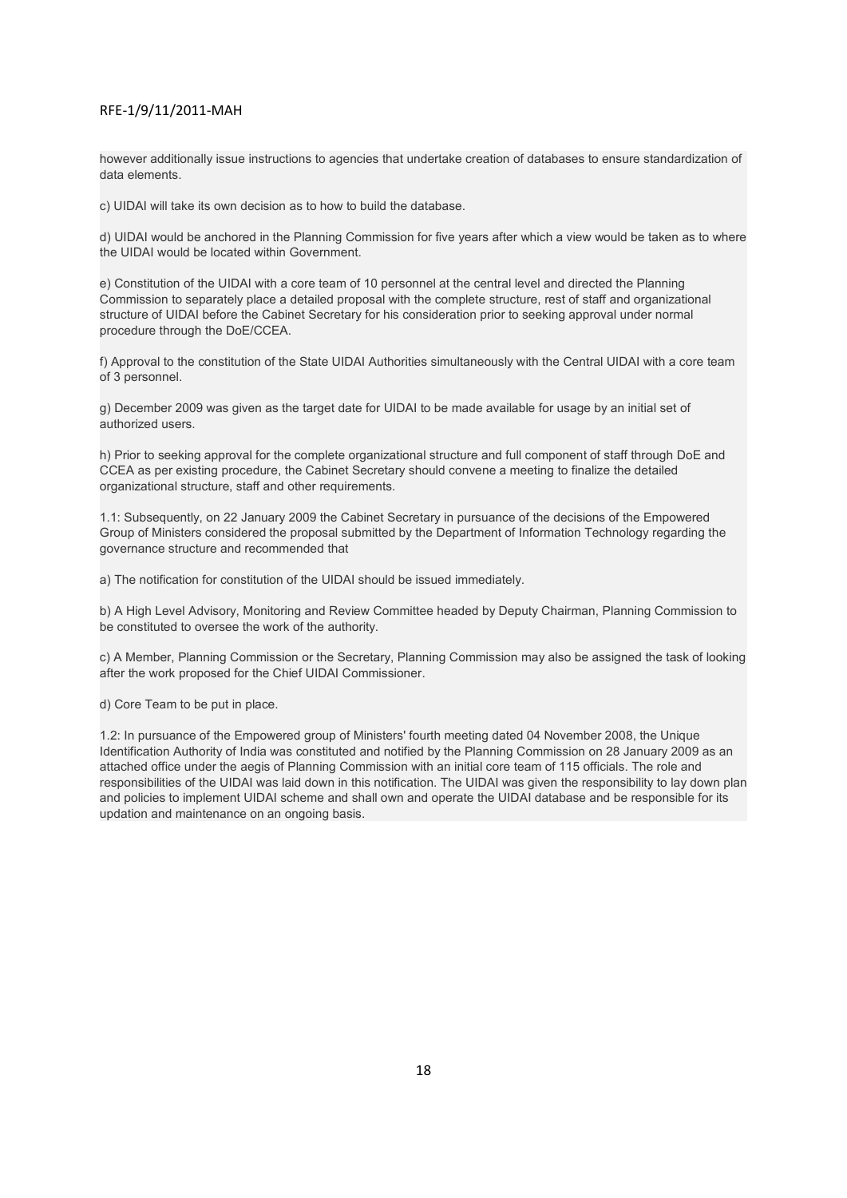however additionally issue instructions to agencies that undertake creation of databases to ensure standardization of data elements.

c) UIDAI will take its own decision as to how to build the database.

d) UIDAI would be anchored in the Planning Commission for five years after which a view would be taken as to where the UIDAI would be located within Government.

e) Constitution of the UIDAI with a core team of 10 personnel at the central level and directed the Planning Commission to separately place a detailed proposal with the complete structure, rest of staff and organizational structure of UIDAI before the Cabinet Secretary for his consideration prior to seeking approval under normal procedure through the DoE/CCEA.

f) Approval to the constitution of the State UIDAI Authorities simultaneously with the Central UIDAI with a core team of 3 personnel.

g) December 2009 was given as the target date for UIDAI to be made available for usage by an initial set of authorized users.

h) Prior to seeking approval for the complete organizational structure and full component of staff through DoE and CCEA as per existing procedure, the Cabinet Secretary should convene a meeting to finalize the detailed organizational structure, staff and other requirements.

1.1: Subsequently, on 22 January 2009 the Cabinet Secretary in pursuance of the decisions of the Empowered Group of Ministers considered the proposal submitted by the Department of Information Technology regarding the governance structure and recommended that

a) The notification for constitution of the UIDAI should be issued immediately.

b) A High Level Advisory, Monitoring and Review Committee headed by Deputy Chairman, Planning Commission to be constituted to oversee the work of the authority.

c) A Member, Planning Commission or the Secretary, Planning Commission may also be assigned the task of looking after the work proposed for the Chief UIDAI Commissioner.

d) Core Team to be put in place.

1.2: In pursuance of the Empowered group of Ministers' fourth meeting dated 04 November 2008, the Unique Identification Authority of India was constituted and notified by the Planning Commission on 28 January 2009 as an attached office under the aegis of Planning Commission with an initial core team of 115 officials. The role and responsibilities of the UIDAI was laid down in this notification. The UIDAI was given the responsibility to lay down plan and policies to implement UIDAI scheme and shall own and operate the UIDAI database and be responsible for its updation and maintenance on an ongoing basis.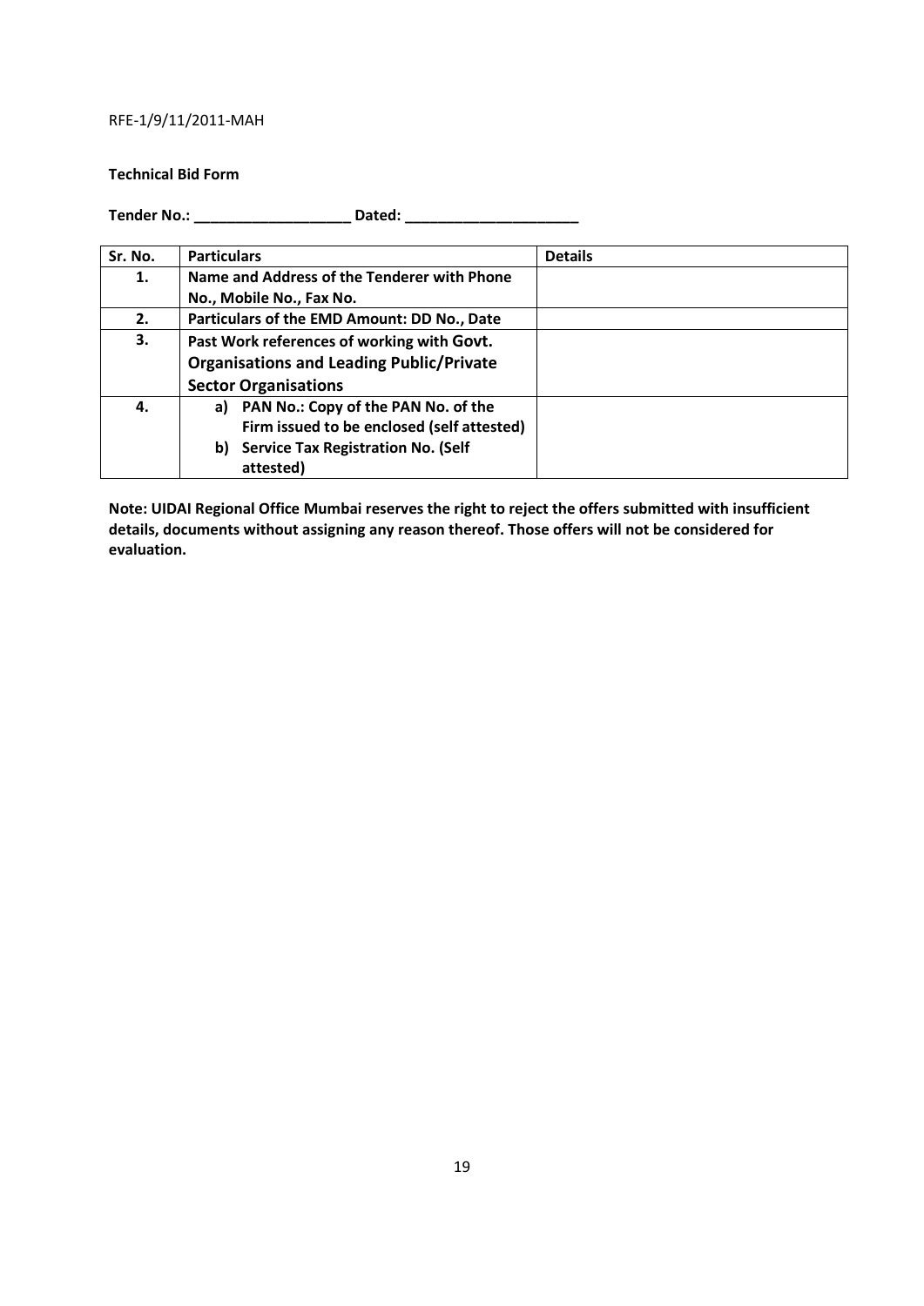RFE-1/9/11/2011-MAH

**Technical Bid Form**

**Tender No.: ___________________ Dated: _____________________**

| Sr. No. | Particulars | Details |
|---|---|---|
| **1.** | **Name and Address of the Tenderer with Phone No., Mobile No., Fax No.** | |
| **2.** | **Particulars of the EMD Amount: DD No., Date** | |
| **3.** | **Past Work references of working with Govt. Organisations and Leading Public/Private Sector Organisations** | |
| **4.** | **a) PAN No.: Copy of the PAN No. of the Firm issued to be enclosed (self attested)**<br>**b) Service Tax Registration No. (Self attested)** | |

**Note: UIDAI Regional Office Mumbai reserves the right to reject the offers submitted with insufficient details, documents without assigning any reason thereof. Those offers will not be considered for evaluation.**